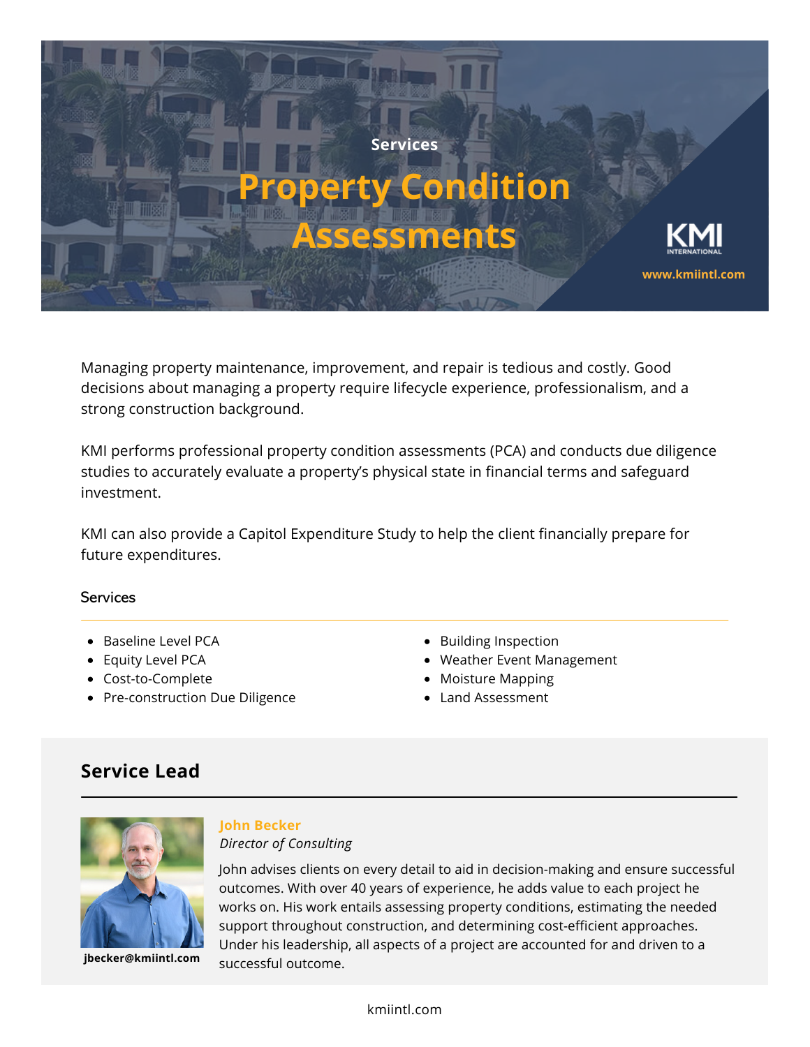Services

# Property Condition Assessments

KMI INTERNATIONAL

www.kmiintl.com

Managing property maintenance, improvement, and repair is tedious and costly. Good decisions about managing a property require lifecycle experience, professionalism, and a strong construction background.

KMI performs professional property condition assessments (PCA) and conducts due diligence studies to accurately evaluate a property's physical state in financial terms and safeguard investment.

KMI can also provide a Capitol Expenditure Study to help the client financially prepare for future expenditures.

### Services

- Baseline Level PCA
- Equity Level PCA
- Cost-to-Complete
- Pre-construction Due Diligence
- Building Inspection
- Weather Event Management
- Moisture Mapping
- Land Assessment

## Service Lead

**John Becker**

*Director of Consulting*

John advises clients on every detail to aid in decision-making and ensure successful outcomes. With over 40 years of experience, he adds value to each project he works on. His work entails assessing property conditions, estimating the needed support throughout construction, and determining cost-efficient approaches. Under his leadership, all aspects of a project are accounted for and driven to a successful outcome.

**jbecker@kmiintl.com**

kmiintl.com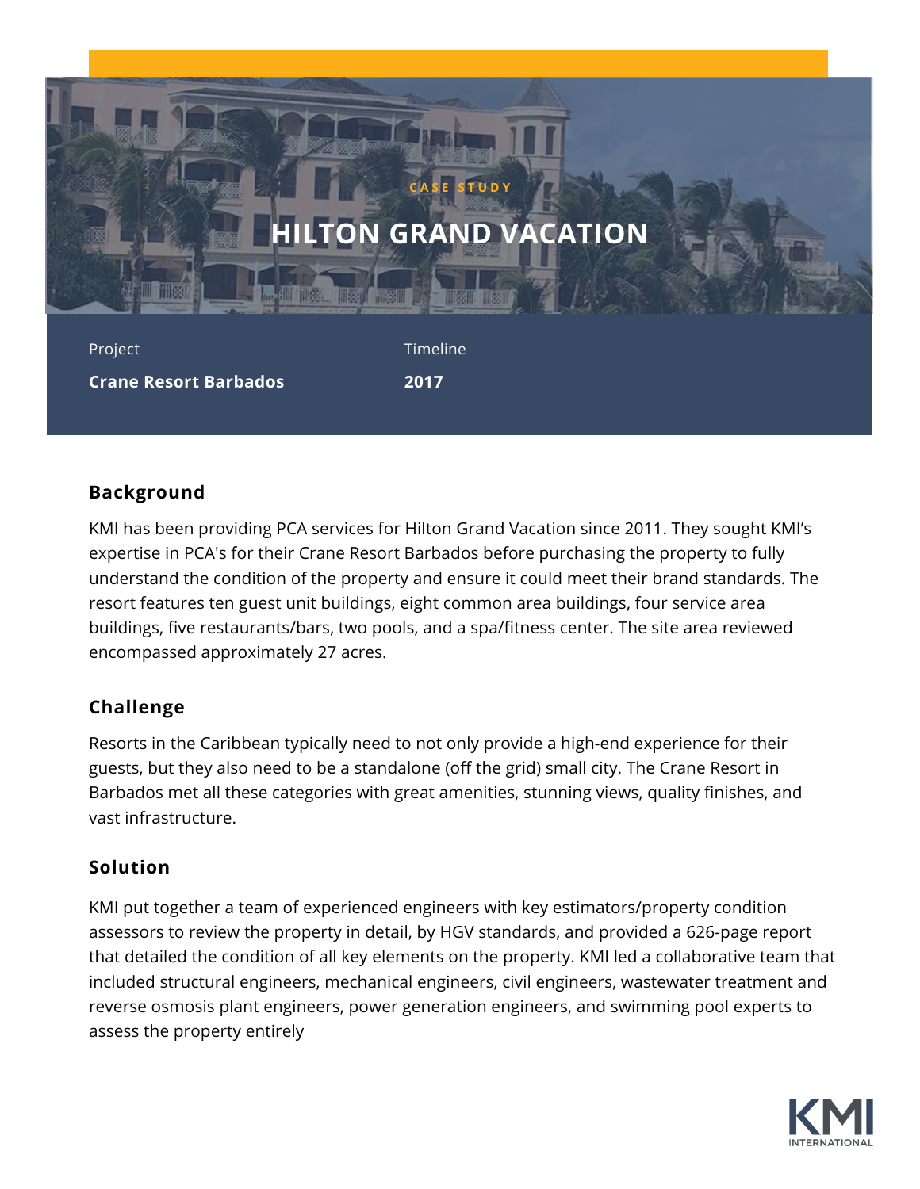CASE STUDY

# HILTON GRAND VACATION

Project

**Crane Resort Barbados**

Timeline

**2017**

## Background

KMI has been providing PCA services for Hilton Grand Vacation since 2011. They sought KMI's expertise in PCA's for their Crane Resort Barbados before purchasing the property to fully understand the condition of the property and ensure it could meet their brand standards. The resort features ten guest unit buildings, eight common area buildings, four service area buildings, five restaurants/bars, two pools, and a spa/fitness center. The site area reviewed encompassed approximately 27 acres.

## Challenge

Resorts in the Caribbean typically need to not only provide a high-end experience for their guests, but they also need to be a standalone (off the grid) small city. The Crane Resort in Barbados met all these categories with great amenities, stunning views, quality finishes, and vast infrastructure.

## Solution

KMI put together a team of experienced engineers with key estimators/property condition assessors to review the property in detail, by HGV standards, and provided a 626-page report that detailed the condition of all key elements on the property. KMI led a collaborative team that included structural engineers, mechanical engineers, civil engineers, wastewater treatment and reverse osmosis plant engineers, power generation engineers, and swimming pool experts to assess the property entirely

KMI INTERNATIONAL